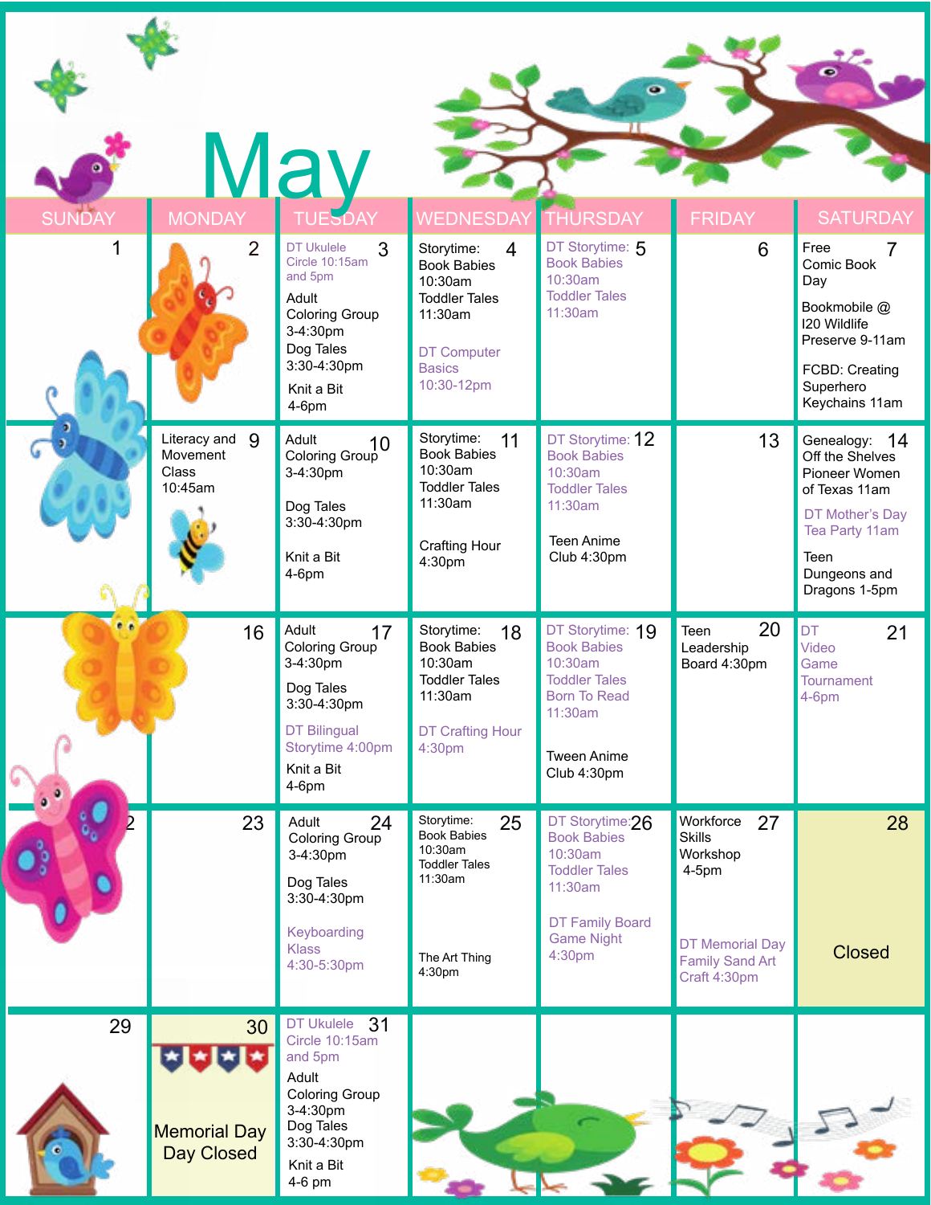# May

| SUNDAY | MONDAY | TUESDAY | WEDNESDAY | THURSDAY | FRIDAY | SATURDAY |
| --- | --- | --- | --- | --- | --- | --- |
| 1 | 2 | 3<br>DT Ukulele Circle 10:15am and 5pm<br>Adult Coloring Group 3-4:30pm<br>Dog Tales 3:30-4:30pm<br>Knit a Bit 4-6pm | 4<br>Storytime: Book Babies 10:30am<br>Toddler Tales 11:30am<br>DT Computer Basics 10:30-12pm | 5<br>DT Storytime: Book Babies 10:30am<br>Toddler Tales 11:30am | 6 | 7<br>Free Comic Book Day<br>Bookmobile @ I20 Wildlife Preserve 9-11am<br>FCBD: Creating Superhero Keychains 11am |
| 8 | 9<br>Literacy and Movement Class 10:45am | 10<br>Adult Coloring Group 3-4:30pm<br>Dog Tales 3:30-4:30pm<br>Knit a Bit 4-6pm | 11<br>Storytime: Book Babies 10:30am<br>Toddler Tales 11:30am<br>Crafting Hour 4:30pm | 12<br>DT Storytime: Book Babies 10:30am<br>Toddler Tales 11:30am<br>Teen Anime Club 4:30pm | 13 | 14<br>Genealogy: Off the Shelves Pioneer Women of Texas 11am<br>DT Mother's Day Tea Party 11am<br>Teen Dungeons and Dragons 1-5pm |
| 15 | 16 | 17<br>Adult Coloring Group 3-4:30pm<br>Dog Tales 3:30-4:30pm<br>DT Bilingual Storytime 4:00pm<br>Knit a Bit 4-6pm | 18<br>Storytime: Book Babies 10:30am<br>Toddler Tales 11:30am<br>DT Crafting Hour 4:30pm | 19<br>DT Storytime: Book Babies 10:30am<br>Toddler Tales Born To Read 11:30am<br>Tween Anime Club 4:30pm | 20<br>Teen Leadership Board 4:30pm | 21<br>DT Video Game Tournament 4-6pm |
| 22 | 23 | 24<br>Adult Coloring Group 3-4:30pm<br>Dog Tales 3:30-4:30pm<br>Keyboarding Klass 4:30-5:30pm | 25<br>Storytime: Book Babies 10:30am<br>Toddler Tales 11:30am<br>The Art Thing 4:30pm | 26<br>DT Storytime: Book Babies 10:30am<br>Toddler Tales 11:30am<br>DT Family Board Game Night 4:30pm | 27<br>Workforce Skills Workshop 4-5pm<br>DT Memorial Day Family Sand Art Craft 4:30pm | 28<br>Closed |
| 29 | 30<br>Memorial Day Day Closed | 31<br>DT Ukulele Circle 10:15am and 5pm<br>Adult Coloring Group 3-4:30pm<br>Dog Tales 3:30-4:30pm<br>Knit a Bit 4-6 pm | | | | |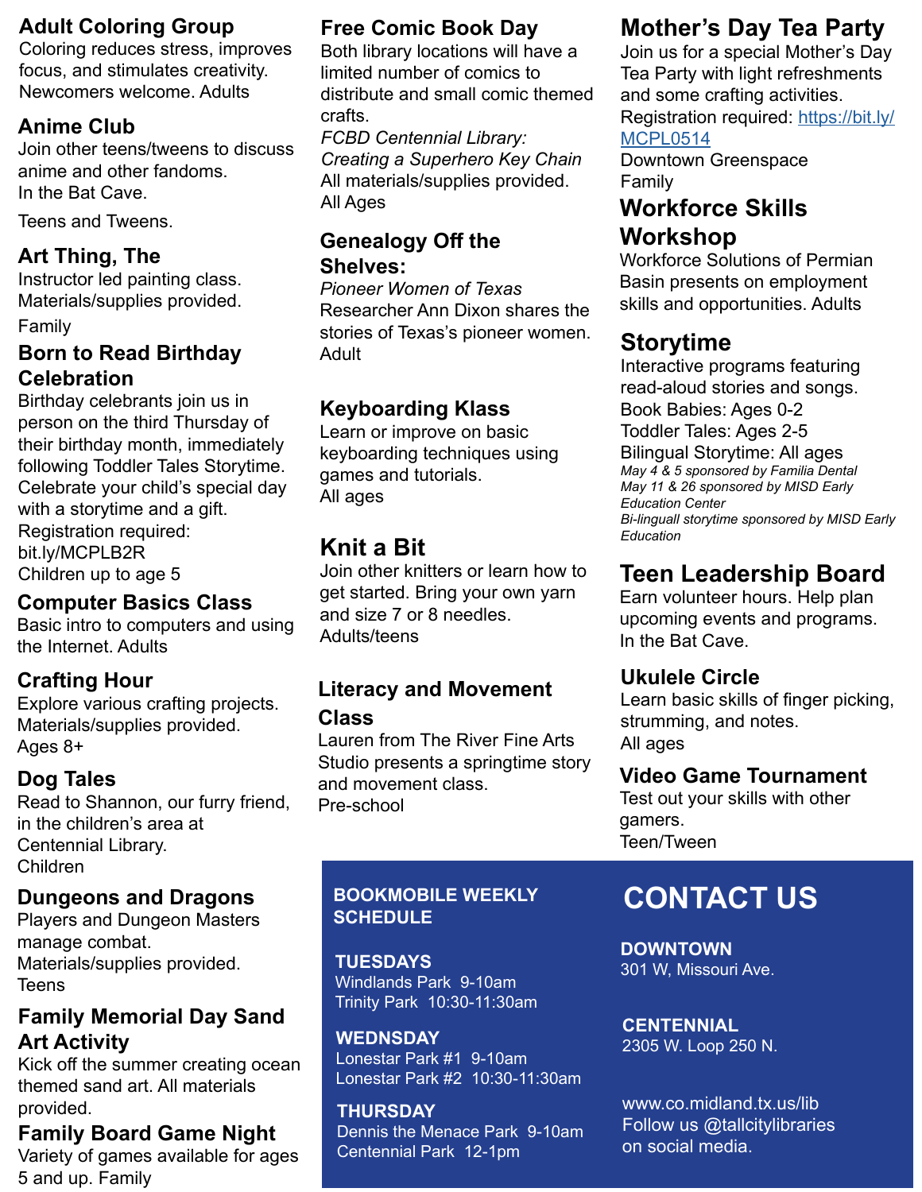## Adult Coloring Group

Coloring reduces stress, improves focus, and stimulates creativity. Newcomers welcome. Adults

## Anime Club

Join other teens/tweens to discuss anime and other fandoms.
In the Bat Cave.

Teens and Tweens.

## Art Thing, The

Instructor led painting class. Materials/supplies provided.

Family

## Born to Read Birthday Celebration

Birthday celebrants join us in person on the third Thursday of their birthday month, immediately following Toddler Tales Storytime. Celebrate your child's special day with a storytime and a gift.
Registration required: bit.ly/MCPLB2R
Children up to age 5

## Computer Basics Class

Basic intro to computers and using the Internet. Adults

## Crafting Hour

Explore various crafting projects. Materials/supplies provided.
Ages 8+

## Dog Tales

Read to Shannon, our furry friend, in the children's area at Centennial Library.
Children

## Dungeons and Dragons

Players and Dungeon Masters manage combat.
Materials/supplies provided.
Teens

## Family Memorial Day Sand Art Activity

Kick off the summer creating ocean themed sand art. All materials provided.

## Family Board Game Night

Variety of games available for ages 5 and up. Family

## Free Comic Book Day

Both library locations will have a limited number of comics to distribute and small comic themed crafts.
*FCBD Centennial Library: Creating a Superhero Key Chain*
All materials/supplies provided.
All Ages

## Genealogy Off the Shelves:

*Pioneer Women of Texas*
Researcher Ann Dixon shares the stories of Texas's pioneer women.
Adult

## Keyboarding Klass

Learn or improve on basic keyboarding techniques using games and tutorials.
All ages

## Knit a Bit

Join other knitters or learn how to get started. Bring your own yarn and size 7 or 8 needles.
Adults/teens

## Literacy and Movement Class

Lauren from The River Fine Arts Studio presents a springtime story and movement class.
Pre-school

## Mother's Day Tea Party

Join us for a special Mother's Day Tea Party with light refreshments and some crafting activities.
Registration required: https://bit.ly/MCPL0514
Downtown Greenspace
Family

## Workforce Skills Workshop

Workforce Solutions of Permian Basin presents on employment skills and opportunities. Adults

## Storytime

Interactive programs featuring read-aloud stories and songs.
Book Babies: Ages 0-2
Toddler Tales: Ages 2-5
Bilingual Storytime: All ages
*May 4 & 5 sponsored by Familia Dental*
*May 11 & 26 sponsored by MISD Early Education Center*
*Bi-linguall storytime sponsored by MISD Early Education*

## Teen Leadership Board

Earn volunteer hours. Help plan upcoming events and programs.
In the Bat Cave.

## Ukulele Circle

Learn basic skills of finger picking, strumming, and notes.
All ages

## Video Game Tournament

Test out your skills with other gamers.
Teen/Tween

## BOOKMOBILE WEEKLY SCHEDULE

**TUESDAYS**
Windlands Park 9-10am
Trinity Park 10:30-11:30am

**WEDNSDAY**
Lonestar Park #1 9-10am
Lonestar Park #2 10:30-11:30am

**THURSDAY**
Dennis the Menace Park 9-10am
Centennial Park 12-1pm

## CONTACT US

**DOWNTOWN**
301 W, Missouri Ave.

**CENTENNIAL**
2305 W. Loop 250 N.

www.co.midland.tx.us/lib
Follow us @tallcitylibraries on social media.